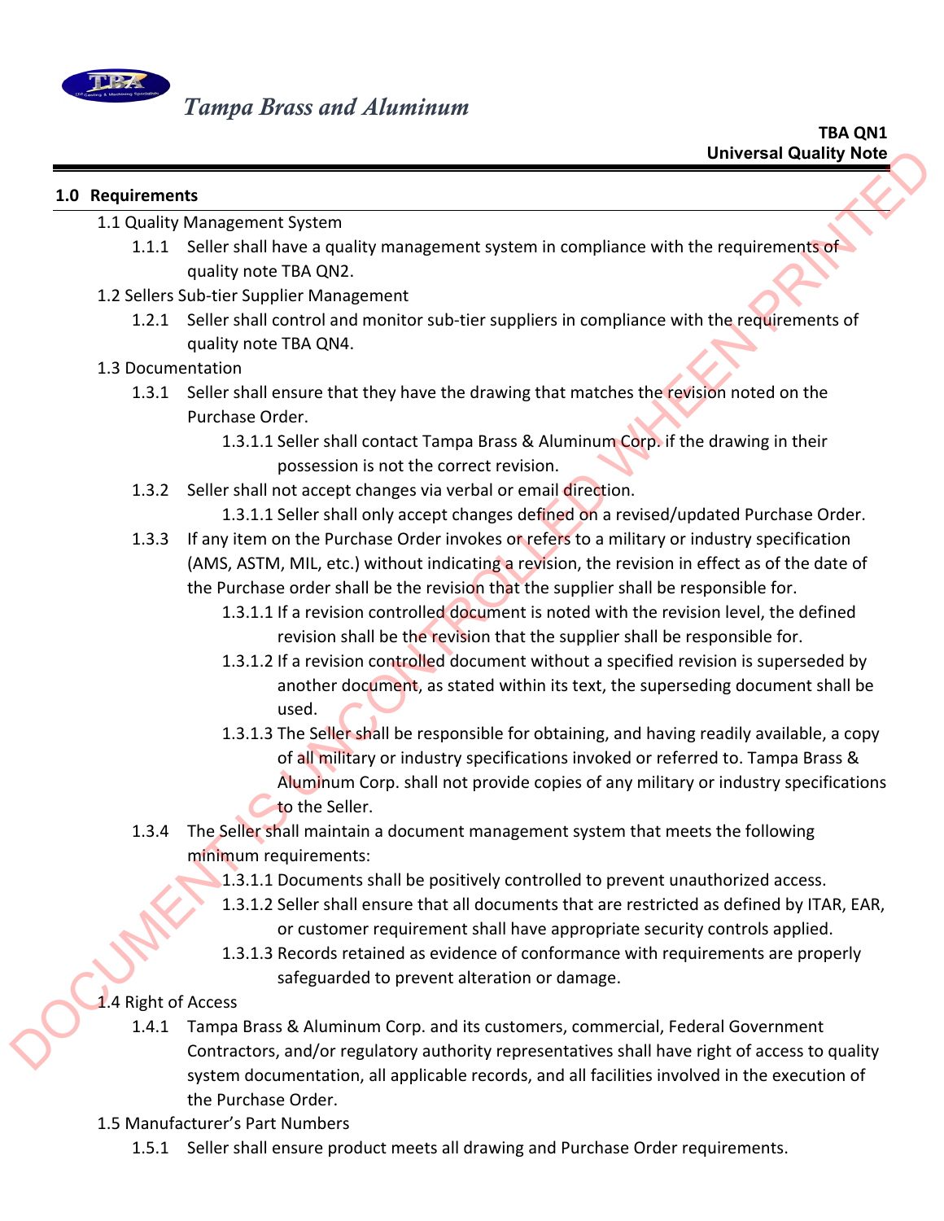*Tampa Brass and Aluminum*

**TBA QN1**
**Universal Quality Note**

## 1.0 Requirements

1.1 Quality Management System

1.1.1 Seller shall have a quality management system in compliance with the requirements of quality note TBA QN2.

1.2 Sellers Sub-tier Supplier Management

1.2.1 Seller shall control and monitor sub-tier suppliers in compliance with the requirements of quality note TBA QN4.

1.3 Documentation

1.3.1 Seller shall ensure that they have the drawing that matches the revision noted on the Purchase Order.

1.3.1.1 Seller shall contact Tampa Brass & Aluminum Corp. if the drawing in their possession is not the correct revision.

1.3.2 Seller shall not accept changes via verbal or email direction.

1.3.1.1 Seller shall only accept changes defined on a revised/updated Purchase Order.

1.3.3 If any item on the Purchase Order invokes or refers to a military or industry specification (AMS, ASTM, MIL, etc.) without indicating a revision, the revision in effect as of the date of the Purchase order shall be the revision that the supplier shall be responsible for.

1.3.1.1 If a revision controlled document is noted with the revision level, the defined revision shall be the revision that the supplier shall be responsible for.

1.3.1.2 If a revision controlled document without a specified revision is superseded by another document, as stated within its text, the superseding document shall be used.

1.3.1.3 The Seller shall be responsible for obtaining, and having readily available, a copy of all military or industry specifications invoked or referred to. Tampa Brass & Aluminum Corp. shall not provide copies of any military or industry specifications to the Seller.

1.3.4 The Seller shall maintain a document management system that meets the following minimum requirements:

1.3.1.1 Documents shall be positively controlled to prevent unauthorized access.

1.3.1.2 Seller shall ensure that all documents that are restricted as defined by ITAR, EAR, or customer requirement shall have appropriate security controls applied.

1.3.1.3 Records retained as evidence of conformance with requirements are properly safeguarded to prevent alteration or damage.

1.4 Right of Access

1.4.1 Tampa Brass & Aluminum Corp. and its customers, commercial, Federal Government Contractors, and/or regulatory authority representatives shall have right of access to quality system documentation, all applicable records, and all facilities involved in the execution of the Purchase Order.

1.5 Manufacturer's Part Numbers

1.5.1 Seller shall ensure product meets all drawing and Purchase Order requirements.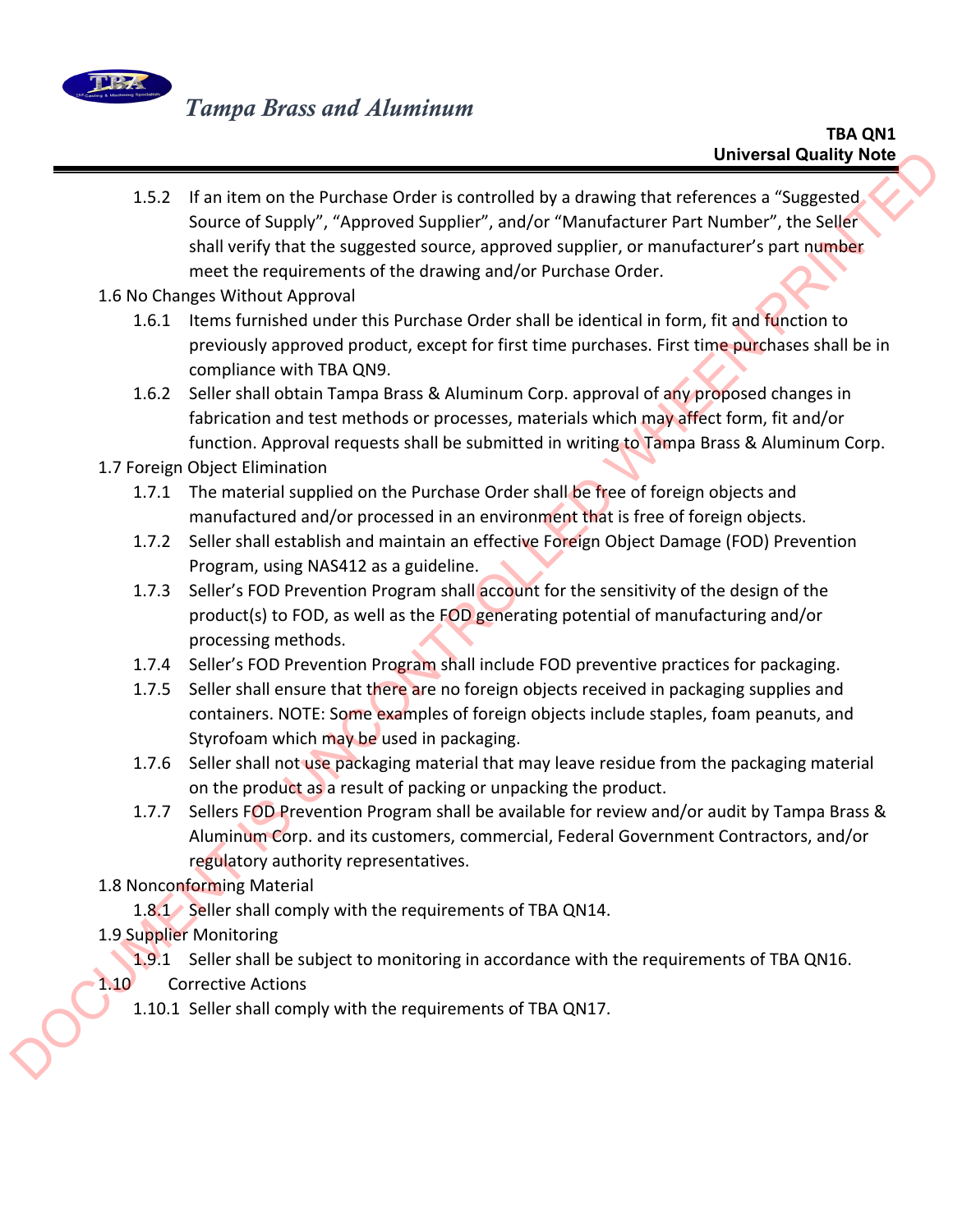1.5.2 If an item on the Purchase Order is controlled by a drawing that references a "Suggested Source of Supply", "Approved Supplier", and/or "Manufacturer Part Number", the Seller shall verify that the suggested source, approved supplier, or manufacturer's part number meet the requirements of the drawing and/or Purchase Order.

1.6 No Changes Without Approval

1.6.1 Items furnished under this Purchase Order shall be identical in form, fit and function to previously approved product, except for first time purchases. First time purchases shall be in compliance with TBA QN9.

1.6.2 Seller shall obtain Tampa Brass & Aluminum Corp. approval of any proposed changes in fabrication and test methods or processes, materials which may affect form, fit and/or function. Approval requests shall be submitted in writing to Tampa Brass & Aluminum Corp.

1.7 Foreign Object Elimination

1.7.1 The material supplied on the Purchase Order shall be free of foreign objects and manufactured and/or processed in an environment that is free of foreign objects.

1.7.2 Seller shall establish and maintain an effective Foreign Object Damage (FOD) Prevention Program, using NAS412 as a guideline.

1.7.3 Seller's FOD Prevention Program shall account for the sensitivity of the design of the product(s) to FOD, as well as the FOD generating potential of manufacturing and/or processing methods.

1.7.4 Seller's FOD Prevention Program shall include FOD preventive practices for packaging.

1.7.5 Seller shall ensure that there are no foreign objects received in packaging supplies and containers. NOTE: Some examples of foreign objects include staples, foam peanuts, and Styrofoam which may be used in packaging.

1.7.6 Seller shall not use packaging material that may leave residue from the packaging material on the product as a result of packing or unpacking the product.

1.7.7 Sellers FOD Prevention Program shall be available for review and/or audit by Tampa Brass & Aluminum Corp. and its customers, commercial, Federal Government Contractors, and/or regulatory authority representatives.

1.8 Nonconforming Material

1.8.1 Seller shall comply with the requirements of TBA QN14.

1.9 Supplier Monitoring

1.9.1 Seller shall be subject to monitoring in accordance with the requirements of TBA QN16.

1.10 Corrective Actions

1.10.1 Seller shall comply with the requirements of TBA QN17.